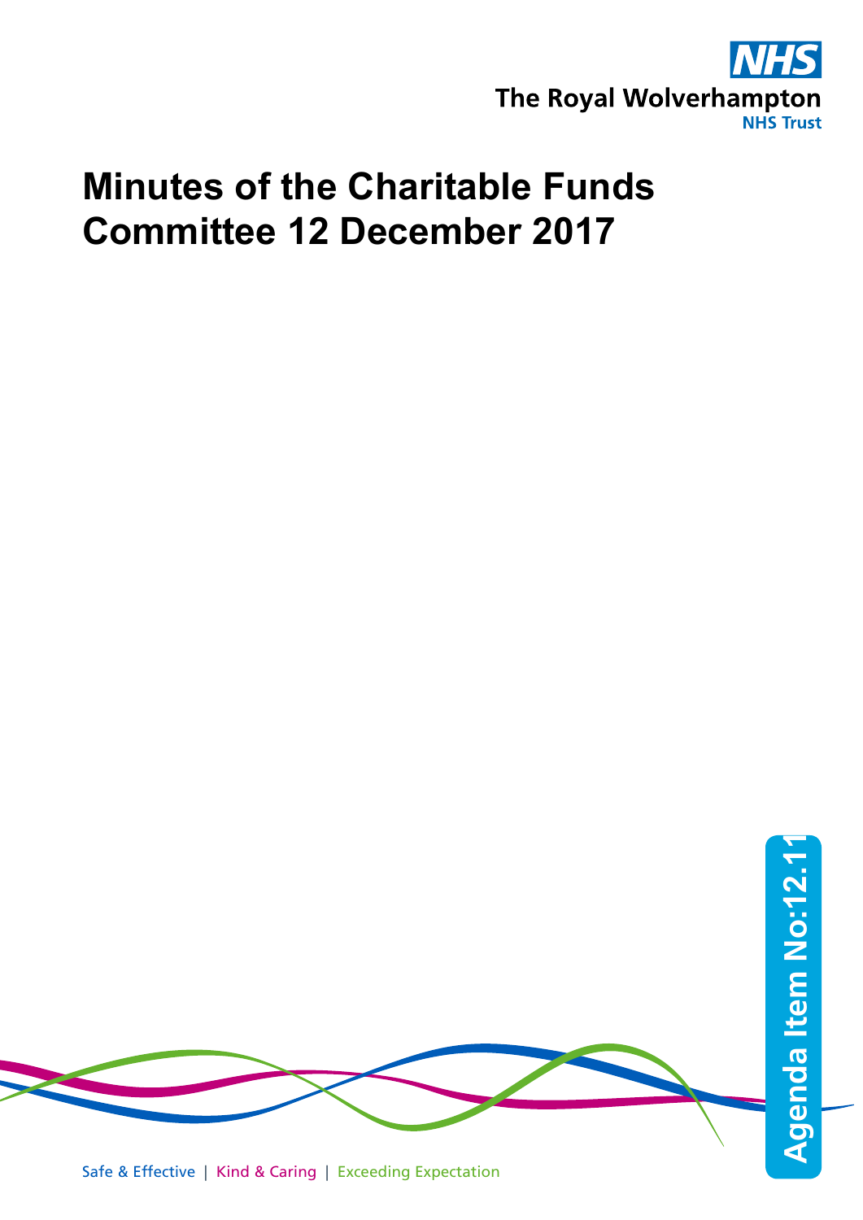NHS

The Royal Wolverhampton NHS Trust

# Minutes of the Charitable Funds Committee 12 December 2017

Agenda Item No:12.11

Safe & Effective | Kind & Caring | Exceeding Expectation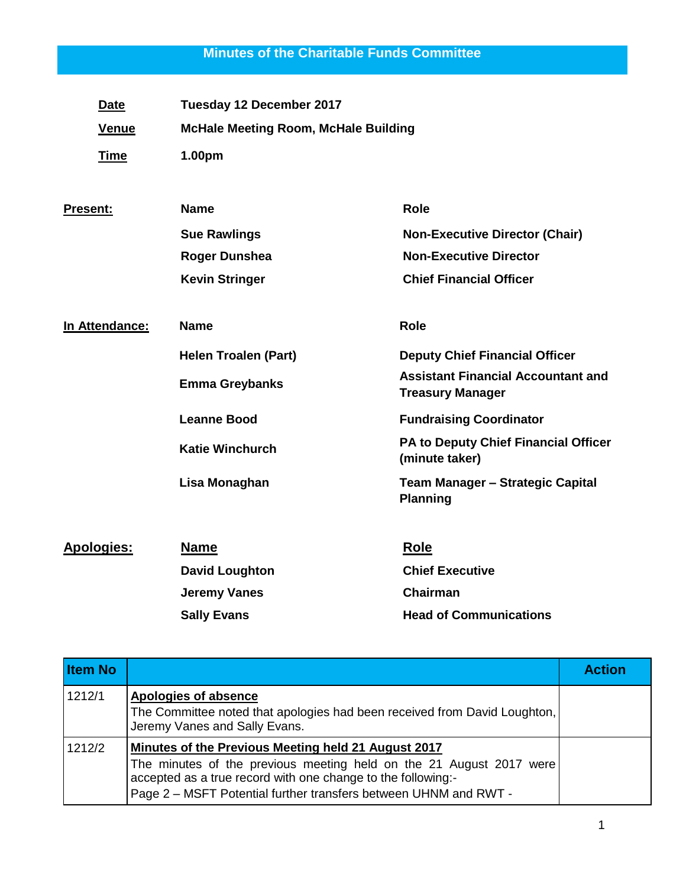# Minutes of the Charitable Funds Committee

**Date** Tuesday 12 December 2017

**Venue** McHale Meeting Room, McHale Building

**Time** 1.00pm

**Present:**

| Name | Role |
|---|---|
| Sue Rawlings | Non-Executive Director (Chair) |
| Roger Dunshea | Non-Executive Director |
| Kevin Stringer | Chief Financial Officer |

**In Attendance:**

| Name | Role |
|---|---|
| Helen Troalen (Part) | Deputy Chief Financial Officer |
| Emma Greybanks | Assistant Financial Accountant and Treasury Manager |
| Leanne Bood | Fundraising Coordinator |
| Katie Winchurch | PA to Deputy Chief Financial Officer (minute taker) |
| Lisa Monaghan | Team Manager – Strategic Capital Planning |

**Apologies:**

| Name | Role |
|---|---|
| David Loughton | Chief Executive |
| Jeremy Vanes | Chairman |
| Sally Evans | Head of Communications |

| Item No | | Action |
|---|---|---|
| 1212/1 | **Apologies of absence**<br>The Committee noted that apologies had been received from David Loughton, Jeremy Vanes and Sally Evans. | |
| 1212/2 | **Minutes of the Previous Meeting held 21 August 2017**<br>The minutes of the previous meeting held on the 21 August 2017 were accepted as a true record with one change to the following:-<br>Page 2 – MSFT Potential further transfers between UHNM and RWT - | |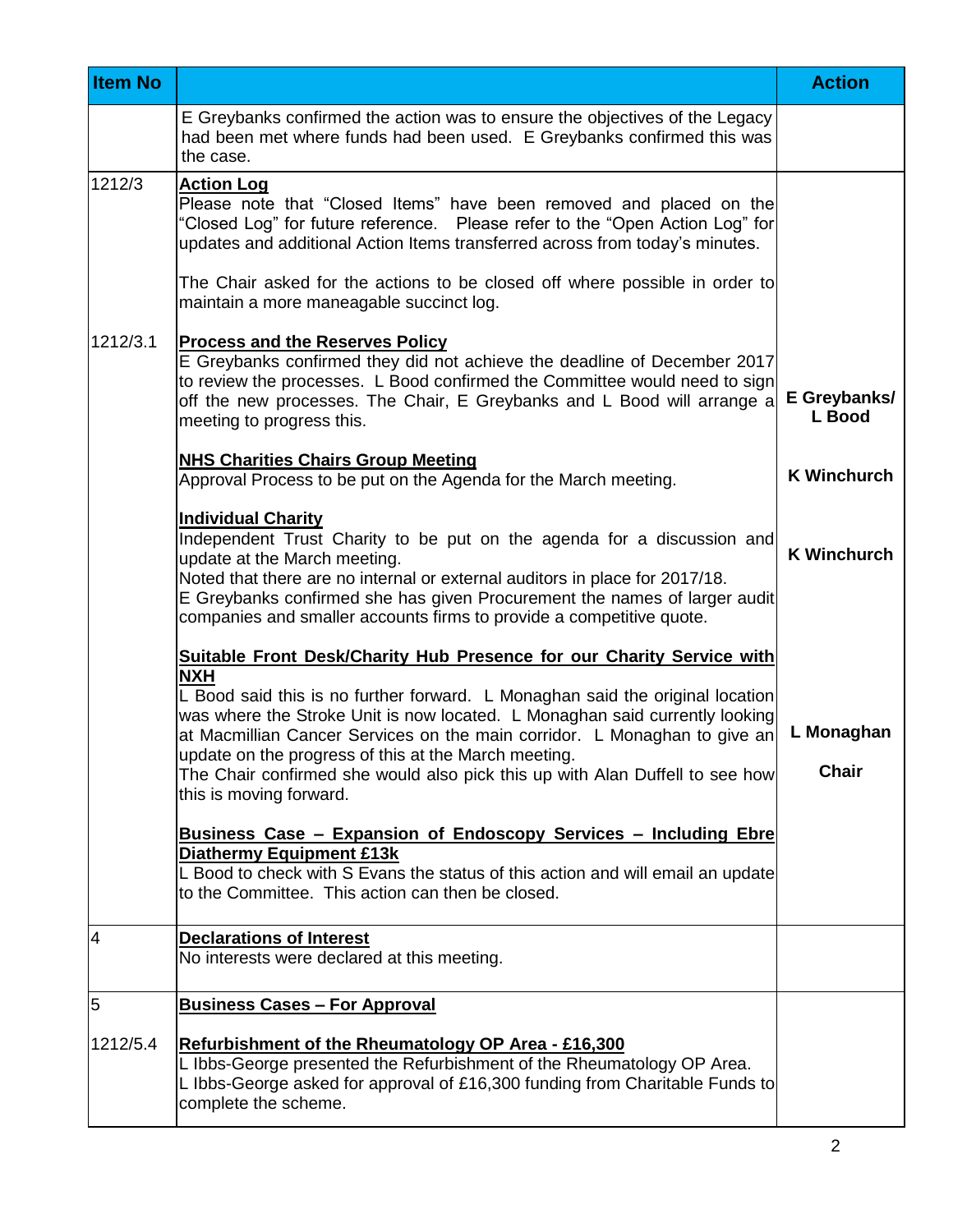| Item No | | Action |
|---|---|---|
| | E Greybanks confirmed the action was to ensure the objectives of the Legacy had been met where funds had been used. E Greybanks confirmed this was the case. | |
| 1212/3 | **Action Log**<br>Please note that "Closed Items" have been removed and placed on the "Closed Log" for future reference. Please refer to the "Open Action Log" for updates and additional Action Items transferred across from today's minutes.<br><br>The Chair asked for the actions to be closed off where possible in order to maintain a more maneagable succinct log. | |
| 1212/3.1 | **Process and the Reserves Policy**<br>E Greybanks confirmed they did not achieve the deadline of December 2017 to review the processes. L Bood confirmed the Committee would need to sign off the new processes. The Chair, E Greybanks and L Bood will arrange a meeting to progress this. | **E Greybanks/ L Bood** |
| | **NHS Charities Chairs Group Meeting**<br>Approval Process to be put on the Agenda for the March meeting. | **K Winchurch** |
| | **Individual Charity**<br>Independent Trust Charity to be put on the agenda for a discussion and update at the March meeting.<br>Noted that there are no internal or external auditors in place for 2017/18.<br>E Greybanks confirmed she has given Procurement the names of larger audit companies and smaller accounts firms to provide a competitive quote. | **K Winchurch** |
| | **Suitable Front Desk/Charity Hub Presence for our Charity Service with NXH**<br>L Bood said this is no further forward. L Monaghan said the original location was where the Stroke Unit is now located. L Monaghan said currently looking at Macmillian Cancer Services on the main corridor. L Monaghan to give an update on the progress of this at the March meeting.<br>The Chair confirmed she would also pick this up with Alan Duffell to see how this is moving forward. | **L Monaghan**<br><br>**Chair** |
| | **Business Case – Expansion of Endoscopy Services – Including Ebre Diathermy Equipment £13k**<br>L Bood to check with S Evans the status of this action and will email an update to the Committee. This action can then be closed. | |
| 4 | **Declarations of Interest**<br>No interests were declared at this meeting. | |
| 5<br><br>1212/5.4 | **Business Cases – For Approval**<br><br>**Refurbishment of the Rheumatology OP Area - £16,300**<br>L Ibbs-George presented the Refurbishment of the Rheumatology OP Area.<br>L Ibbs-George asked for approval of £16,300 funding from Charitable Funds to complete the scheme. | |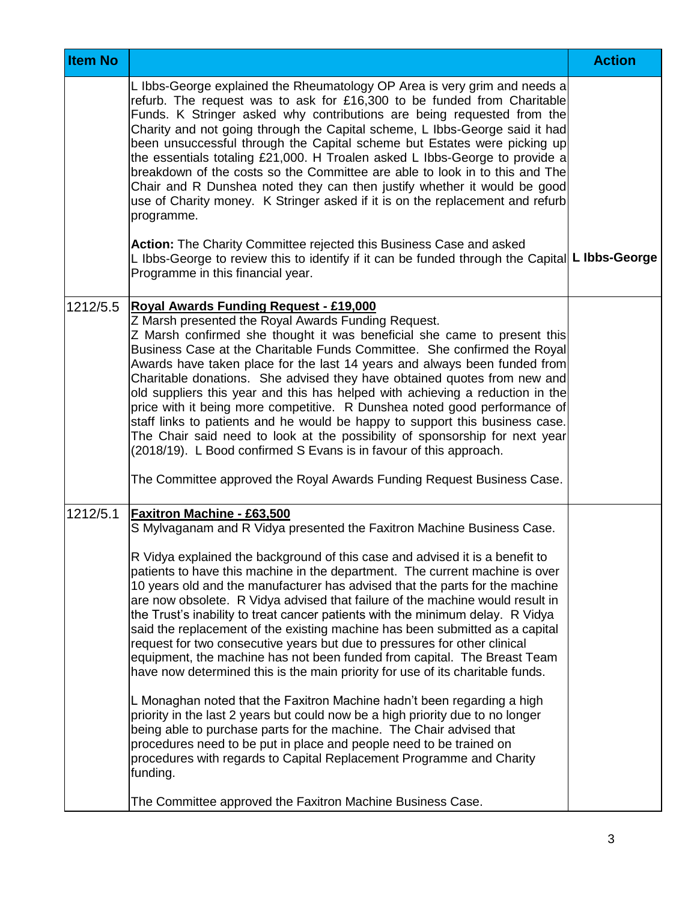| Item No | | Action |
|---|---|---|
| | L Ibbs-George explained the Rheumatology OP Area is very grim and needs a refurb. The request was to ask for £16,300 to be funded from Charitable Funds. K Stringer asked why contributions are being requested from the Charity and not going through the Capital scheme, L Ibbs-George said it had been unsuccessful through the Capital scheme but Estates were picking up the essentials totaling £21,000. H Troalen asked L Ibbs-George to provide a breakdown of the costs so the Committee are able to look in to this and The Chair and R Dunshea noted they can then justify whether it would be good use of Charity money. K Stringer asked if it is on the replacement and refurb programme.<br><br>**Action:** The Charity Committee rejected this Business Case and asked L Ibbs-George to review this to identify if it can be funded through the Capital Programme in this financial year. | **L Ibbs-George** |
| 1212/5.5 | **<u>Royal Awards Funding Request - £19,000</u>**<br>Z Marsh presented the Royal Awards Funding Request.<br>Z Marsh confirmed she thought it was beneficial she came to present this Business Case at the Charitable Funds Committee. She confirmed the Royal Awards have taken place for the last 14 years and always been funded from Charitable donations. She advised they have obtained quotes from new and old suppliers this year and this has helped with achieving a reduction in the price with it being more competitive. R Dunshea noted good performance of staff links to patients and he would be happy to support this business case. The Chair said need to look at the possibility of sponsorship for next year (2018/19). L Bood confirmed S Evans is in favour of this approach.<br><br>The Committee approved the Royal Awards Funding Request Business Case. | |
| 1212/5.1 | **<u>Faxitron Machine - £63,500</u>**<br>S Mylvaganam and R Vidya presented the Faxitron Machine Business Case.<br><br>R Vidya explained the background of this case and advised it is a benefit to patients to have this machine in the department. The current machine is over 10 years old and the manufacturer has advised that the parts for the machine are now obsolete. R Vidya advised that failure of the machine would result in the Trust's inability to treat cancer patients with the minimum delay. R Vidya said the replacement of the existing machine has been submitted as a capital request for two consecutive years but due to pressures for other clinical equipment, the machine has not been funded from capital. The Breast Team have now determined this is the main priority for use of its charitable funds.<br><br>L Monaghan noted that the Faxitron Machine hadn't been regarding a high priority in the last 2 years but could now be a high priority due to no longer being able to purchase parts for the machine. The Chair advised that procedures need to be put in place and people need to be trained on procedures with regards to Capital Replacement Programme and Charity funding.<br><br>The Committee approved the Faxitron Machine Business Case. | |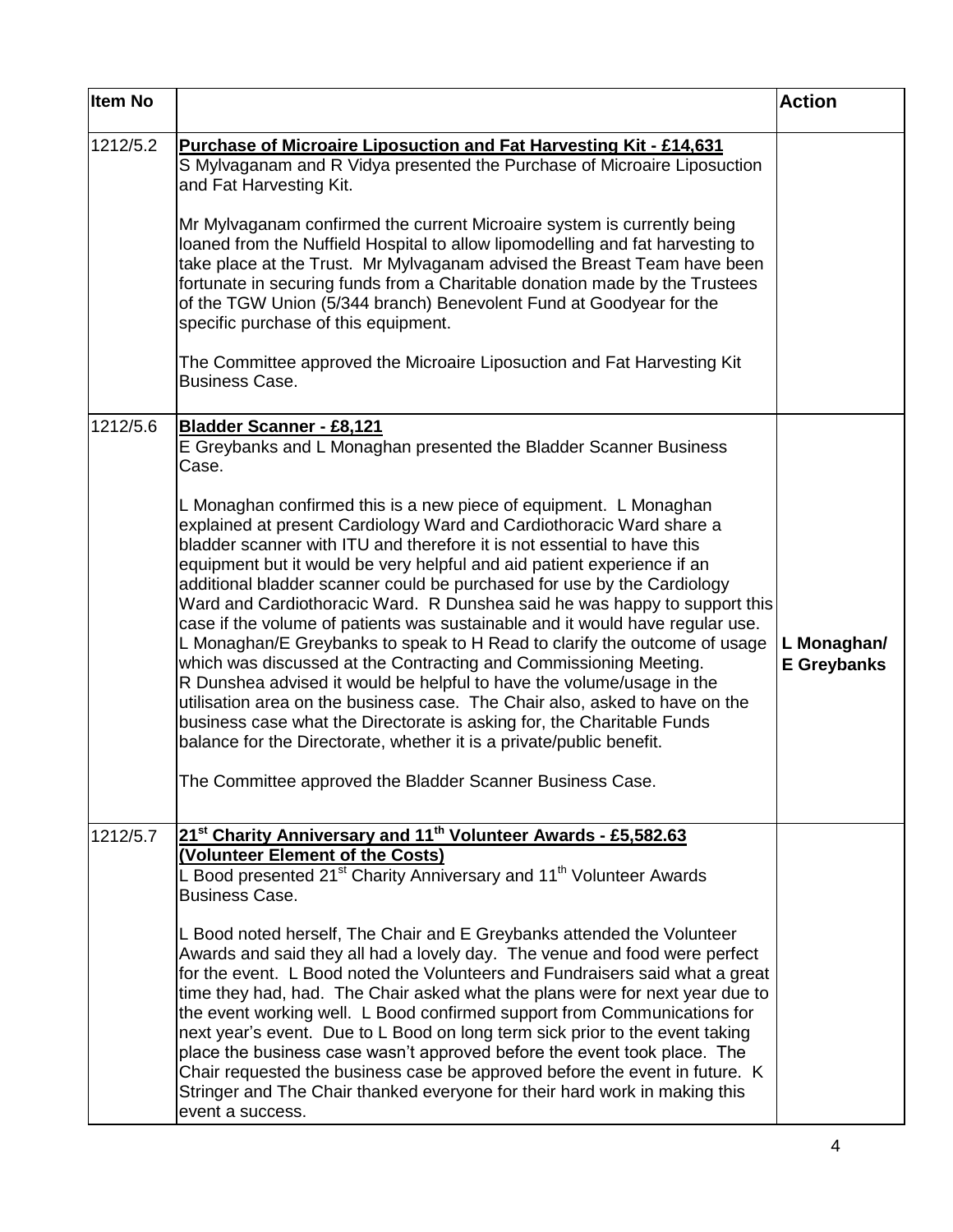| Item No | | Action |
|---|---|---|
| 1212/5.2 | **Purchase of Microaire Liposuction and Fat Harvesting Kit - £14,631**<br>S Mylvaganam and R Vidya presented the Purchase of Microaire Liposuction and Fat Harvesting Kit.<br><br>Mr Mylvaganam confirmed the current Microaire system is currently being loaned from the Nuffield Hospital to allow lipomodelling and fat harvesting to take place at the Trust. Mr Mylvaganam advised the Breast Team have been fortunate in securing funds from a Charitable donation made by the Trustees of the TGW Union (5/344 branch) Benevolent Fund at Goodyear for the specific purchase of this equipment.<br><br>The Committee approved the Microaire Liposuction and Fat Harvesting Kit Business Case. | |
| 1212/5.6 | **Bladder Scanner - £8,121**<br>E Greybanks and L Monaghan presented the Bladder Scanner Business Case.<br><br>L Monaghan confirmed this is a new piece of equipment. L Monaghan explained at present Cardiology Ward and Cardiothoracic Ward share a bladder scanner with ITU and therefore it is not essential to have this equipment but it would be very helpful and aid patient experience if an additional bladder scanner could be purchased for use by the Cardiology Ward and Cardiothoracic Ward. R Dunshea said he was happy to support this case if the volume of patients was sustainable and it would have regular use. L Monaghan/E Greybanks to speak to H Read to clarify the outcome of usage which was discussed at the Contracting and Commissioning Meeting. R Dunshea advised it would be helpful to have the volume/usage in the utilisation area on the business case. The Chair also, asked to have on the business case what the Directorate is asking for, the Charitable Funds balance for the Directorate, whether it is a private/public benefit.<br><br>The Committee approved the Bladder Scanner Business Case. | **L Monaghan/ E Greybanks** |
| 1212/5.7 | **21st Charity Anniversary and 11th Volunteer Awards - £5,582.63 (Volunteer Element of the Costs)**<br>L Bood presented 21st Charity Anniversary and 11th Volunteer Awards Business Case.<br><br>L Bood noted herself, The Chair and E Greybanks attended the Volunteer Awards and said they all had a lovely day. The venue and food were perfect for the event. L Bood noted the Volunteers and Fundraisers said what a great time they had, had. The Chair asked what the plans were for next year due to the event working well. L Bood confirmed support from Communications for next year's event. Due to L Bood on long term sick prior to the event taking place the business case wasn't approved before the event took place. The Chair requested the business case be approved before the event in future. K Stringer and The Chair thanked everyone for their hard work in making this event a success. | |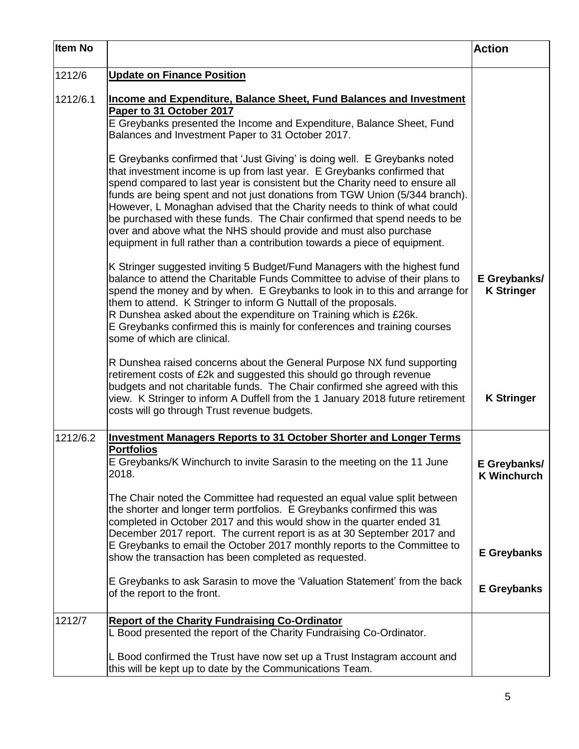| Item No | | Action |
|---|---|---|
| 1212/6 | **Update on Finance Position** | |
| 1212/6.1 | **Income and Expenditure, Balance Sheet, Fund Balances and Investment Paper to 31 October 2017**<br>E Greybanks presented the Income and Expenditure, Balance Sheet, Fund Balances and Investment Paper to 31 October 2017.<br><br>E Greybanks confirmed that 'Just Giving' is doing well. E Greybanks noted that investment income is up from last year. E Greybanks confirmed that spend compared to last year is consistent but the Charity need to ensure all funds are being spent and not just donations from TGW Union (5/344 branch). However, L Monaghan advised that the Charity needs to think of what could be purchased with these funds. The Chair confirmed that spend needs to be over and above what the NHS should provide and must also purchase equipment in full rather than a contribution towards a piece of equipment.<br><br>K Stringer suggested inviting 5 Budget/Fund Managers with the highest fund balance to attend the Charitable Funds Committee to advise of their plans to spend the money and by when. E Greybanks to look in to this and arrange for them to attend. K Stringer to inform G Nuttall of the proposals.<br>R Dunshea asked about the expenditure on Training which is £26k.<br>E Greybanks confirmed this is mainly for conferences and training courses some of which are clinical.<br><br>R Dunshea raised concerns about the General Purpose NX fund supporting retirement costs of £2k and suggested this should go through revenue budgets and not charitable funds. The Chair confirmed she agreed with this view. K Stringer to inform A Duffell from the 1 January 2018 future retirement costs will go through Trust revenue budgets. | **E Greybanks/ K Stringer**<br><br>**K Stringer** |
| 1212/6.2 | **Investment Managers Reports to 31 October Shorter and Longer Terms Portfolios**<br>E Greybanks/K Winchurch to invite Sarasin to the meeting on the 11 June 2018.<br><br>The Chair noted the Committee had requested an equal value split between the shorter and longer term portfolios. E Greybanks confirmed this was completed in October 2017 and this would show in the quarter ended 31 December 2017 report. The current report is as at 30 September 2017 and E Greybanks to email the October 2017 monthly reports to the Committee to show the transaction has been completed as requested.<br><br>E Greybanks to ask Sarasin to move the 'Valuation Statement' from the back of the report to the front. | **E Greybanks/ K Winchurch**<br><br>**E Greybanks**<br><br>**E Greybanks** |
| 1212/7 | **Report of the Charity Fundraising Co-Ordinator**<br>L Bood presented the report of the Charity Fundraising Co-Ordinator.<br><br>L Bood confirmed the Trust have now set up a Trust Instagram account and this will be kept up to date by the Communications Team. | |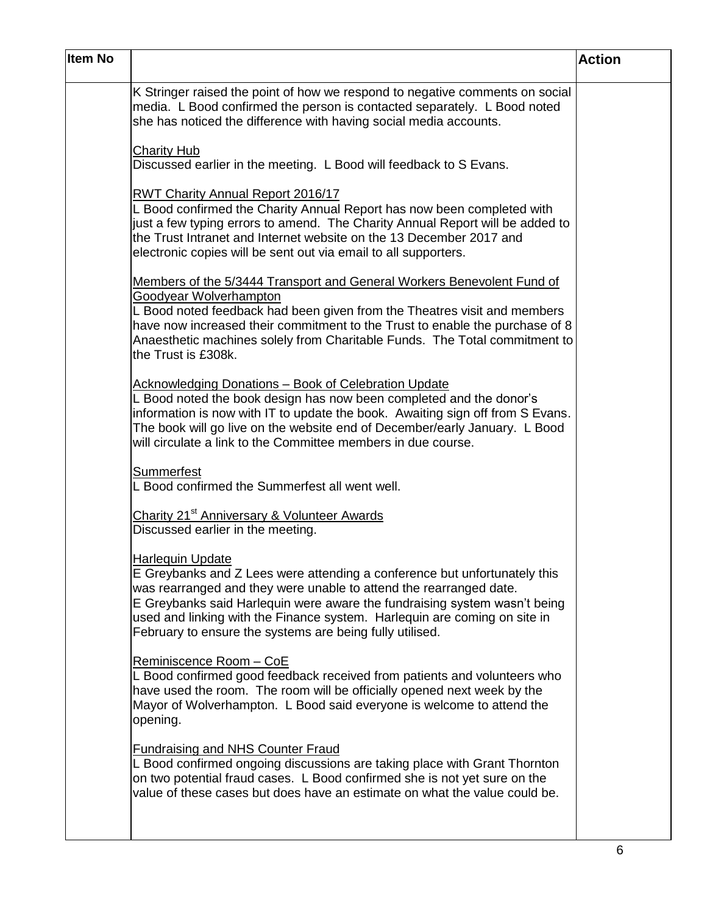| Item No | | Action |
|---|---|---|
| | K Stringer raised the point of how we respond to negative comments on social media. L Bood confirmed the person is contacted separately. L Bood noted she has noticed the difference with having social media accounts.<br><br><u>Charity Hub</u><br>Discussed earlier in the meeting. L Bood will feedback to S Evans.<br><br><u>RWT Charity Annual Report 2016/17</u><br>L Bood confirmed the Charity Annual Report has now been completed with just a few typing errors to amend. The Charity Annual Report will be added to the Trust Intranet and Internet website on the 13 December 2017 and electronic copies will be sent out via email to all supporters.<br><br><u>Members of the 5/3444 Transport and General Workers Benevolent Fund of Goodyear Wolverhampton</u><br>L Bood noted feedback had been given from the Theatres visit and members have now increased their commitment to the Trust to enable the purchase of 8 Anaesthetic machines solely from Charitable Funds. The Total commitment to the Trust is £308k.<br><br><u>Acknowledging Donations – Book of Celebration Update</u><br>L Bood noted the book design has now been completed and the donor's information is now with IT to update the book. Awaiting sign off from S Evans. The book will go live on the website end of December/early January. L Bood will circulate a link to the Committee members in due course.<br><br><u>Summerfest</u><br>L Bood confirmed the Summerfest all went well.<br><br><u>Charity 21st Anniversary & Volunteer Awards</u><br>Discussed earlier in the meeting.<br><br><u>Harlequin Update</u><br>E Greybanks and Z Lees were attending a conference but unfortunately this was rearranged and they were unable to attend the rearranged date.<br>E Greybanks said Harlequin were aware the fundraising system wasn't being used and linking with the Finance system. Harlequin are coming on site in February to ensure the systems are being fully utilised.<br><br><u>Reminiscence Room – CoE</u><br>L Bood confirmed good feedback received from patients and volunteers who have used the room. The room will be officially opened next week by the Mayor of Wolverhampton. L Bood said everyone is welcome to attend the opening.<br><br><u>Fundraising and NHS Counter Fraud</u><br>L Bood confirmed ongoing discussions are taking place with Grant Thornton on two potential fraud cases. L Bood confirmed she is not yet sure on the value of these cases but does have an estimate on what the value could be. | |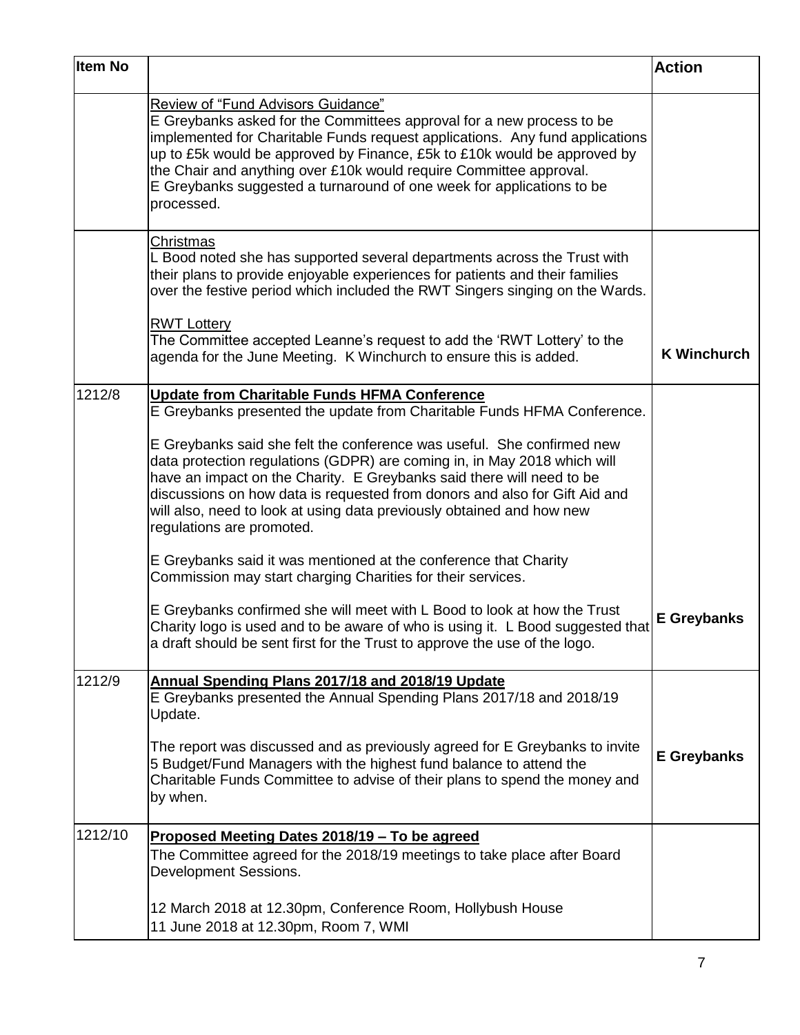| Item No | | Action |
|---|---|---|
| | Review of "Fund Advisors Guidance"<br>E Greybanks asked for the Committees approval for a new process to be implemented for Charitable Funds request applications. Any fund applications up to £5k would be approved by Finance, £5k to £10k would be approved by the Chair and anything over £10k would require Committee approval.<br>E Greybanks suggested a turnaround of one week for applications to be processed. | |
| | Christmas<br>L Bood noted she has supported several departments across the Trust with their plans to provide enjoyable experiences for patients and their families over the festive period which included the RWT Singers singing on the Wards.<br><br>RWT Lottery<br>The Committee accepted Leanne's request to add the 'RWT Lottery' to the agenda for the June Meeting. K Winchurch to ensure this is added. | **K Winchurch** |
| 1212/8 | **Update from Charitable Funds HFMA Conference**<br>E Greybanks presented the update from Charitable Funds HFMA Conference.<br><br>E Greybanks said she felt the conference was useful. She confirmed new data protection regulations (GDPR) are coming in, in May 2018 which will have an impact on the Charity. E Greybanks said there will need to be discussions on how data is requested from donors and also for Gift Aid and will also, need to look at using data previously obtained and how new regulations are promoted.<br><br>E Greybanks said it was mentioned at the conference that Charity Commission may start charging Charities for their services.<br><br>E Greybanks confirmed she will meet with L Bood to look at how the Trust Charity logo is used and to be aware of who is using it. L Bood suggested that a draft should be sent first for the Trust to approve the use of the logo. | **E Greybanks** |
| 1212/9 | **Annual Spending Plans 2017/18 and 2018/19 Update**<br>E Greybanks presented the Annual Spending Plans 2017/18 and 2018/19 Update.<br><br>The report was discussed and as previously agreed for E Greybanks to invite 5 Budget/Fund Managers with the highest fund balance to attend the Charitable Funds Committee to advise of their plans to spend the money and by when. | **E Greybanks** |
| 1212/10 | **Proposed Meeting Dates 2018/19 – To be agreed**<br>The Committee agreed for the 2018/19 meetings to take place after Board Development Sessions.<br><br>12 March 2018 at 12.30pm, Conference Room, Hollybush House<br>11 June 2018 at 12.30pm, Room 7, WMI | |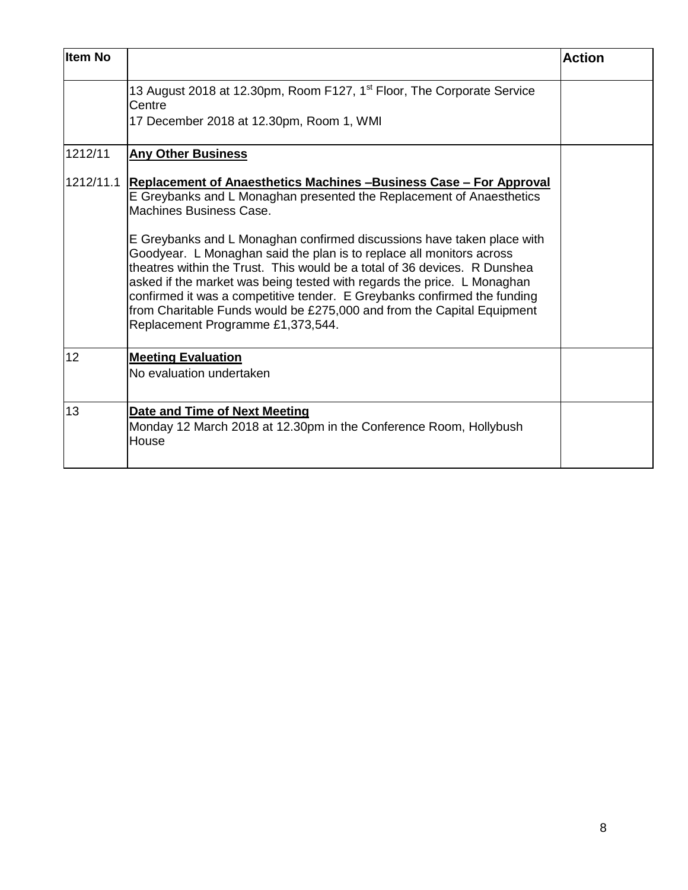| Item No | | Action |
|---|---|---|
| | 13 August 2018 at 12.30pm, Room F127, 1st Floor, The Corporate Service Centre<br>17 December 2018 at 12.30pm, Room 1, WMI | |
| 1212/11 | **Any Other Business** | |
| 1212/11.1 | **Replacement of Anaesthetics Machines –Business Case – For Approval**<br>E Greybanks and L Monaghan presented the Replacement of Anaesthetics Machines Business Case.<br><br>E Greybanks and L Monaghan confirmed discussions have taken place with Goodyear. L Monaghan said the plan is to replace all monitors across theatres within the Trust. This would be a total of 36 devices. R Dunshea asked if the market was being tested with regards the price. L Monaghan confirmed it was a competitive tender. E Greybanks confirmed the funding from Charitable Funds would be £275,000 and from the Capital Equipment Replacement Programme £1,373,544. | |
| 12 | **Meeting Evaluation**<br>No evaluation undertaken | |
| 13 | **Date and Time of Next Meeting**<br>Monday 12 March 2018 at 12.30pm in the Conference Room, Hollybush House | |